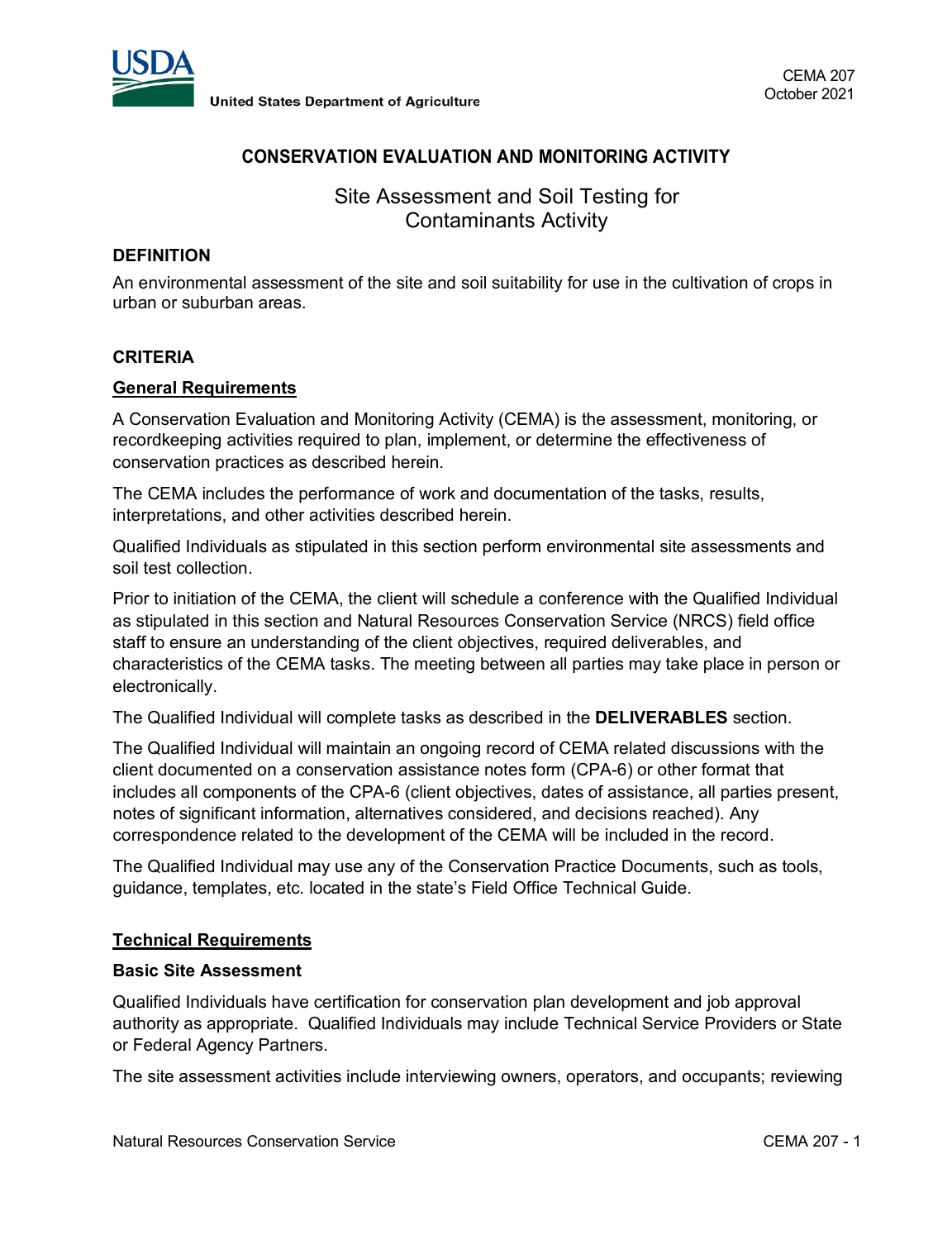United States Department of Agriculture

CEMA 207
October 2021

# CONSERVATION EVALUATION AND MONITORING ACTIVITY

## Site Assessment and Soil Testing for Contaminants Activity

### DEFINITION

An environmental assessment of the site and soil suitability for use in the cultivation of crops in urban or suburban areas.

### CRITERIA

#### General Requirements

A Conservation Evaluation and Monitoring Activity (CEMA) is the assessment, monitoring, or recordkeeping activities required to plan, implement, or determine the effectiveness of conservation practices as described herein.

The CEMA includes the performance of work and documentation of the tasks, results, interpretations, and other activities described herein.

Qualified Individuals as stipulated in this section perform environmental site assessments and soil test collection.

Prior to initiation of the CEMA, the client will schedule a conference with the Qualified Individual as stipulated in this section and Natural Resources Conservation Service (NRCS) field office staff to ensure an understanding of the client objectives, required deliverables, and characteristics of the CEMA tasks. The meeting between all parties may take place in person or electronically.

The Qualified Individual will complete tasks as described in the **DELIVERABLES** section.

The Qualified Individual will maintain an ongoing record of CEMA related discussions with the client documented on a conservation assistance notes form (CPA-6) or other format that includes all components of the CPA-6 (client objectives, dates of assistance, all parties present, notes of significant information, alternatives considered, and decisions reached). Any correspondence related to the development of the CEMA will be included in the record.

The Qualified Individual may use any of the Conservation Practice Documents, such as tools, guidance, templates, etc. located in the state's Field Office Technical Guide.

#### Technical Requirements

**Basic Site Assessment**

Qualified Individuals have certification for conservation plan development and job approval authority as appropriate. Qualified Individuals may include Technical Service Providers or State or Federal Agency Partners.

The site assessment activities include interviewing owners, operators, and occupants; reviewing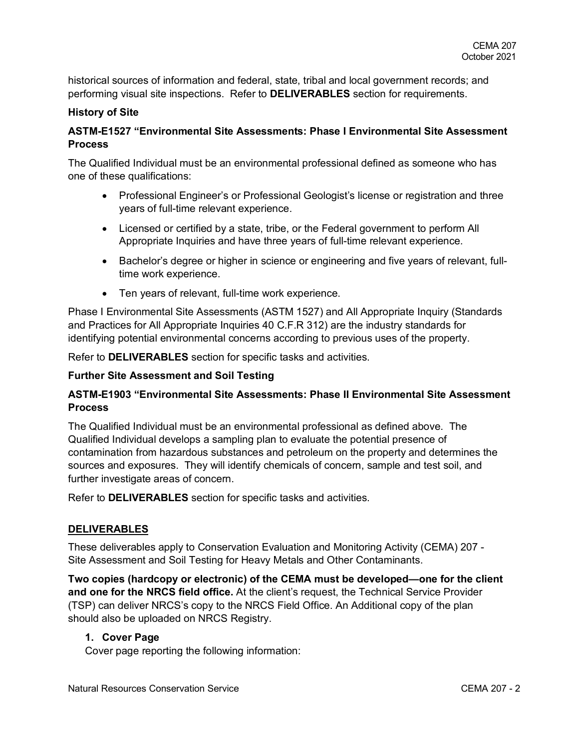historical sources of information and federal, state, tribal and local government records; and performing visual site inspections. Refer to **DELIVERABLES** section for requirements.

**History of Site**

**ASTM-E1527 "Environmental Site Assessments: Phase I Environmental Site Assessment Process**

The Qualified Individual must be an environmental professional defined as someone who has one of these qualifications:

- Professional Engineer's or Professional Geologist's license or registration and three years of full-time relevant experience.
- Licensed or certified by a state, tribe, or the Federal government to perform All Appropriate Inquiries and have three years of full-time relevant experience.
- Bachelor's degree or higher in science or engineering and five years of relevant, full-time work experience.
- Ten years of relevant, full-time work experience.

Phase I Environmental Site Assessments (ASTM 1527) and All Appropriate Inquiry (Standards and Practices for All Appropriate Inquiries 40 C.F.R 312) are the industry standards for identifying potential environmental concerns according to previous uses of the property.

Refer to **DELIVERABLES** section for specific tasks and activities.

**Further Site Assessment and Soil Testing**

**ASTM-E1903 "Environmental Site Assessments: Phase II Environmental Site Assessment Process**

The Qualified Individual must be an environmental professional as defined above. The Qualified Individual develops a sampling plan to evaluate the potential presence of contamination from hazardous substances and petroleum on the property and determines the sources and exposures. They will identify chemicals of concern, sample and test soil, and further investigate areas of concern.

Refer to **DELIVERABLES** section for specific tasks and activities.

## DELIVERABLES

These deliverables apply to Conservation Evaluation and Monitoring Activity (CEMA) 207 - Site Assessment and Soil Testing for Heavy Metals and Other Contaminants.

**Two copies (hardcopy or electronic) of the CEMA must be developed—one for the client and one for the NRCS field office.** At the client's request, the Technical Service Provider (TSP) can deliver NRCS's copy to the NRCS Field Office. An Additional copy of the plan should also be uploaded on NRCS Registry.

1. **Cover Page**

   Cover page reporting the following information: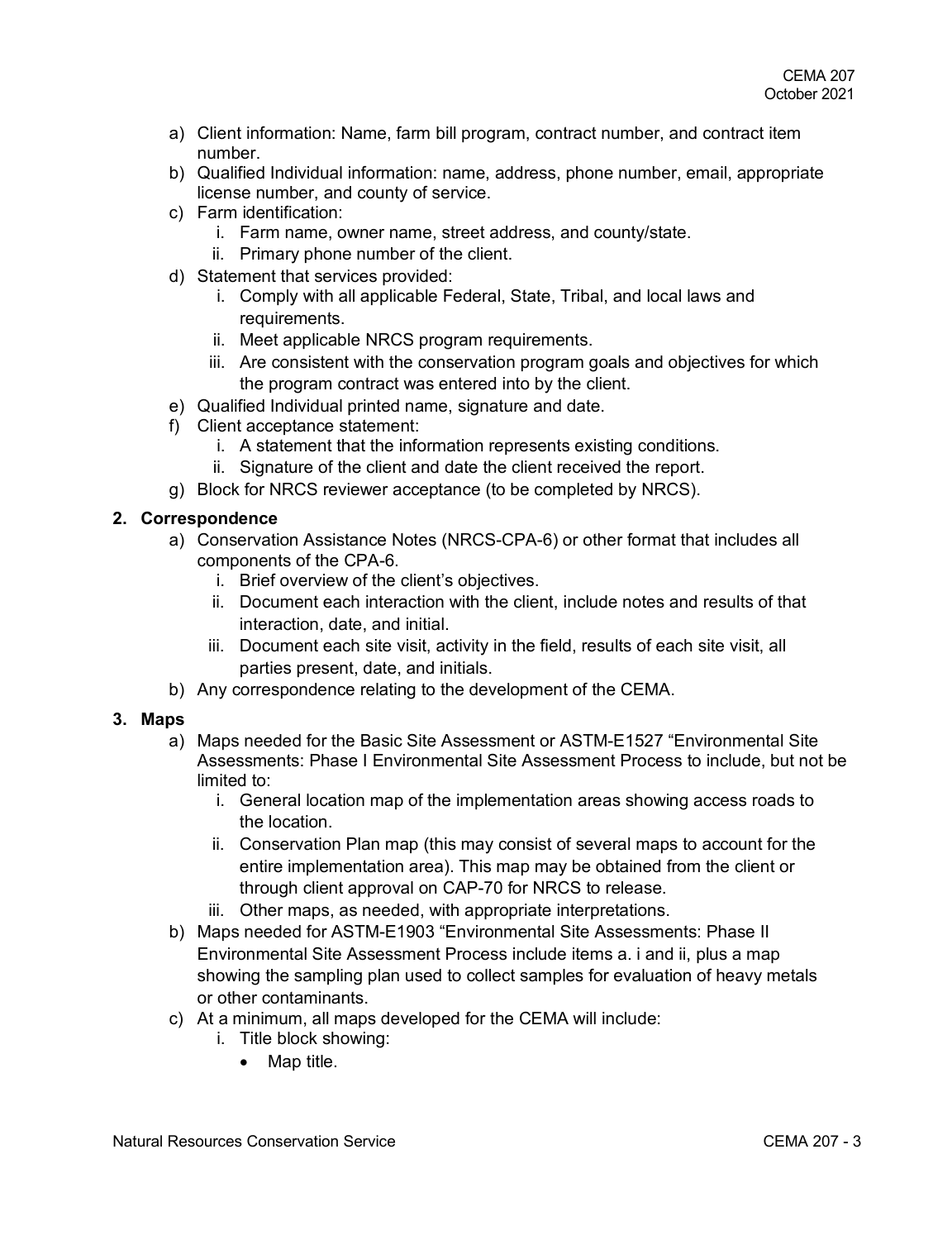a) Client information: Name, farm bill program, contract number, and contract item number.
b) Qualified Individual information: name, address, phone number, email, appropriate license number, and county of service.
c) Farm identification:
   i. Farm name, owner name, street address, and county/state.
   ii. Primary phone number of the client.
d) Statement that services provided:
   i. Comply with all applicable Federal, State, Tribal, and local laws and requirements.
   ii. Meet applicable NRCS program requirements.
   iii. Are consistent with the conservation program goals and objectives for which the program contract was entered into by the client.
e) Qualified Individual printed name, signature and date.
f) Client acceptance statement:
   i. A statement that the information represents existing conditions.
   ii. Signature of the client and date the client received the report.
g) Block for NRCS reviewer acceptance (to be completed by NRCS).

**2. Correspondence**

a) Conservation Assistance Notes (NRCS-CPA-6) or other format that includes all components of the CPA-6.
   i. Brief overview of the client's objectives.
   ii. Document each interaction with the client, include notes and results of that interaction, date, and initial.
   iii. Document each site visit, activity in the field, results of each site visit, all parties present, date, and initials.
b) Any correspondence relating to the development of the CEMA.

**3. Maps**

a) Maps needed for the Basic Site Assessment or ASTM-E1527 "Environmental Site Assessments: Phase I Environmental Site Assessment Process to include, but not be limited to:
   i. General location map of the implementation areas showing access roads to the location.
   ii. Conservation Plan map (this may consist of several maps to account for the entire implementation area). This map may be obtained from the client or through client approval on CAP-70 for NRCS to release.
   iii. Other maps, as needed, with appropriate interpretations.
b) Maps needed for ASTM-E1903 "Environmental Site Assessments: Phase II Environmental Site Assessment Process include items a. i and ii, plus a map showing the sampling plan used to collect samples for evaluation of heavy metals or other contaminants.
c) At a minimum, all maps developed for the CEMA will include:
   i. Title block showing:
      - Map title.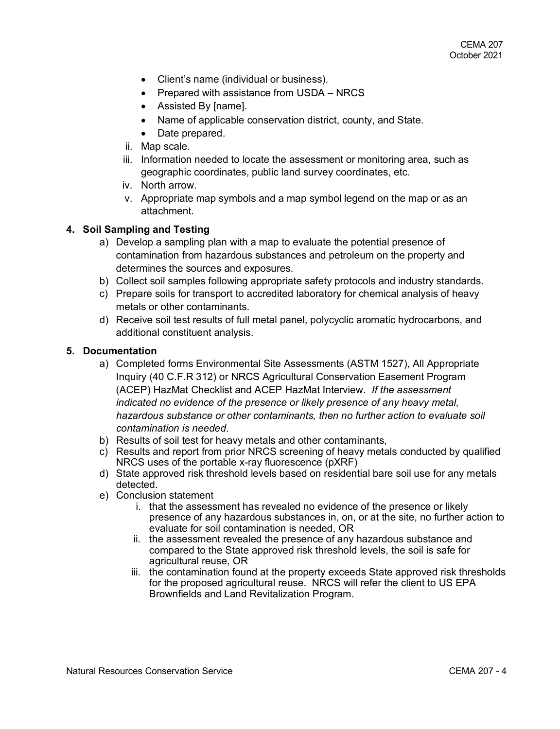- Client's name (individual or business).
- Prepared with assistance from USDA – NRCS
- Assisted By [name].
- Name of applicable conservation district, county, and State.
- Date prepared.

ii. Map scale.

iii. Information needed to locate the assessment or monitoring area, such as geographic coordinates, public land survey coordinates, etc.

iv. North arrow.

v. Appropriate map symbols and a map symbol legend on the map or as an attachment.

**4. Soil Sampling and Testing**

a) Develop a sampling plan with a map to evaluate the potential presence of contamination from hazardous substances and petroleum on the property and determines the sources and exposures.

b) Collect soil samples following appropriate safety protocols and industry standards.

c) Prepare soils for transport to accredited laboratory for chemical analysis of heavy metals or other contaminants.

d) Receive soil test results of full metal panel, polycyclic aromatic hydrocarbons, and additional constituent analysis.

**5. Documentation**

a) Completed forms Environmental Site Assessments (ASTM 1527), All Appropriate Inquiry (40 C.F.R 312) or NRCS Agricultural Conservation Easement Program (ACEP) HazMat Checklist and ACEP HazMat Interview. *If the assessment indicated no evidence of the presence or likely presence of any heavy metal, hazardous substance or other contaminants, then no further action to evaluate soil contamination is needed*.

b) Results of soil test for heavy metals and other contaminants,

c) Results and report from prior NRCS screening of heavy metals conducted by qualified NRCS uses of the portable x-ray fluorescence (pXRF)

d) State approved risk threshold levels based on residential bare soil use for any metals detected.

e) Conclusion statement

i. that the assessment has revealed no evidence of the presence or likely presence of any hazardous substances in, on, or at the site, no further action to evaluate for soil contamination is needed, OR

ii. the assessment revealed the presence of any hazardous substance and compared to the State approved risk threshold levels, the soil is safe for agricultural reuse, OR

iii. the contamination found at the property exceeds State approved risk thresholds for the proposed agricultural reuse. NRCS will refer the client to US EPA Brownfields and Land Revitalization Program.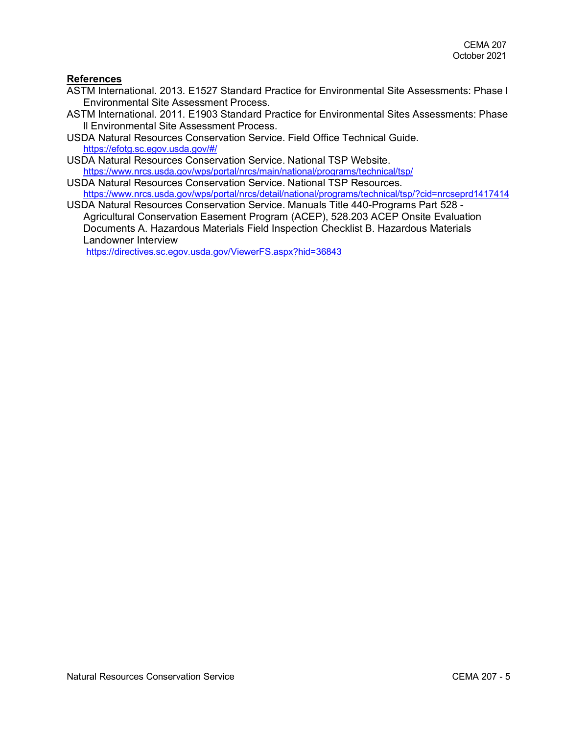**References**

ASTM International. 2013. E1527 Standard Practice for Environmental Site Assessments: Phase I Environmental Site Assessment Process.

ASTM International. 2011. E1903 Standard Practice for Environmental Sites Assessments: Phase II Environmental Site Assessment Process.

USDA Natural Resources Conservation Service. Field Office Technical Guide. https://efotg.sc.egov.usda.gov/#/

USDA Natural Resources Conservation Service. National TSP Website. https://www.nrcs.usda.gov/wps/portal/nrcs/main/national/programs/technical/tsp/

USDA Natural Resources Conservation Service. National TSP Resources. https://www.nrcs.usda.gov/wps/portal/nrcs/detail/national/programs/technical/tsp/?cid=nrcseprd1417414

USDA Natural Resources Conservation Service. Manuals Title 440-Programs Part 528 - Agricultural Conservation Easement Program (ACEP), 528.203 ACEP Onsite Evaluation Documents A. Hazardous Materials Field Inspection Checklist B. Hazardous Materials Landowner Interview https://directives.sc.egov.usda.gov/ViewerFS.aspx?hid=36843